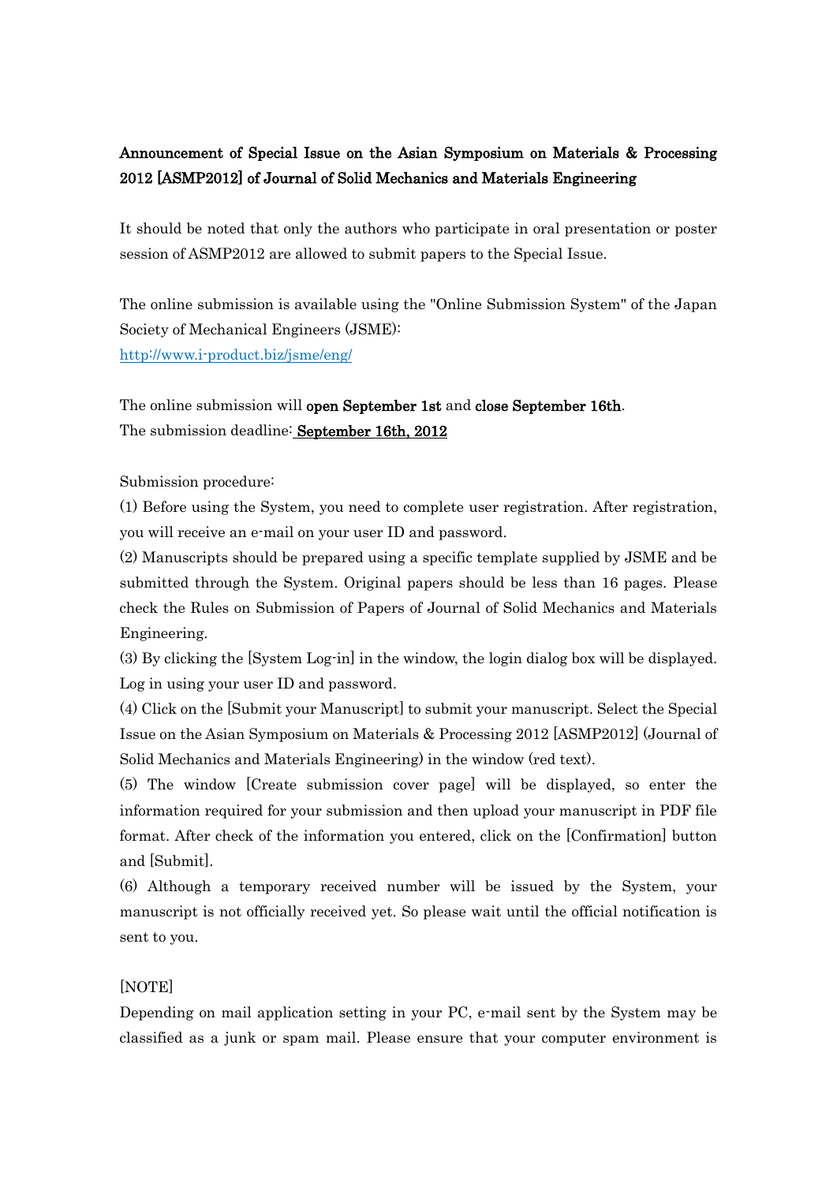**Announcement of Special Issue on the Asian Symposium on Materials & Processing 2012 [ASMP2012] of Journal of Solid Mechanics and Materials Engineering**

It should be noted that only the authors who participate in oral presentation or poster session of ASMP2012 are allowed to submit papers to the Special Issue.

The online submission is available using the "Online Submission System" of the Japan Society of Mechanical Engineers (JSME):
http://www.i-product.biz/jsme/eng/

The online submission will **open September 1st** and **close September 16th**.
The submission deadline: **September 16th, 2012**

Submission procedure:

(1) Before using the System, you need to complete user registration. After registration, you will receive an e-mail on your user ID and password.

(2) Manuscripts should be prepared using a specific template supplied by JSME and be submitted through the System. Original papers should be less than 16 pages. Please check the Rules on Submission of Papers of Journal of Solid Mechanics and Materials Engineering.

(3) By clicking the [System Log-in] in the window, the login dialog box will be displayed. Log in using your user ID and password.

(4) Click on the [Submit your Manuscript] to submit your manuscript. Select the Special Issue on the Asian Symposium on Materials & Processing 2012 [ASMP2012] (Journal of Solid Mechanics and Materials Engineering) in the window (red text).

(5) The window [Create submission cover page] will be displayed, so enter the information required for your submission and then upload your manuscript in PDF file format. After check of the information you entered, click on the [Confirmation] button and [Submit].

(6) Although a temporary received number will be issued by the System, your manuscript is not officially received yet. So please wait until the official notification is sent to you.

[NOTE]

Depending on mail application setting in your PC, e-mail sent by the System may be classified as a junk or spam mail. Please ensure that your computer environment is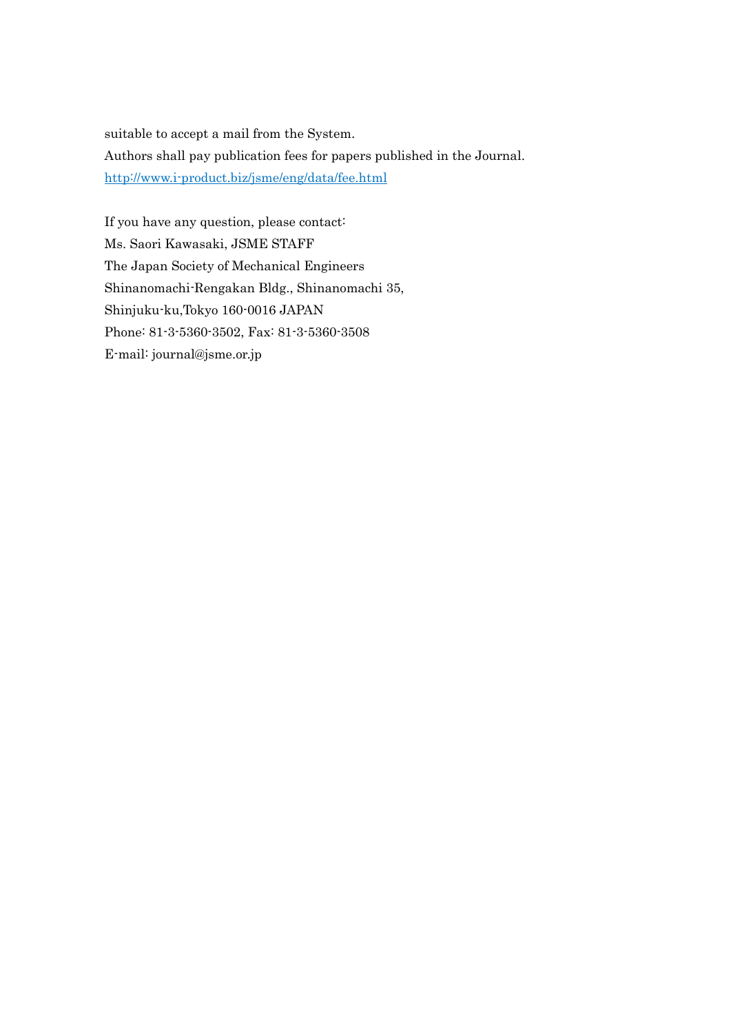suitable to accept a mail from the System.

Authors shall pay publication fees for papers published in the Journal.

http://www.i-product.biz/jsme/eng/data/fee.html

If you have any question, please contact:

Ms. Saori Kawasaki, JSME STAFF

The Japan Society of Mechanical Engineers

Shinanomachi-Rengakan Bldg., Shinanomachi 35,

Shinjuku-ku,Tokyo 160-0016 JAPAN

Phone: 81-3-5360-3502, Fax: 81-3-5360-3508

E-mail: journal@jsme.or.jp